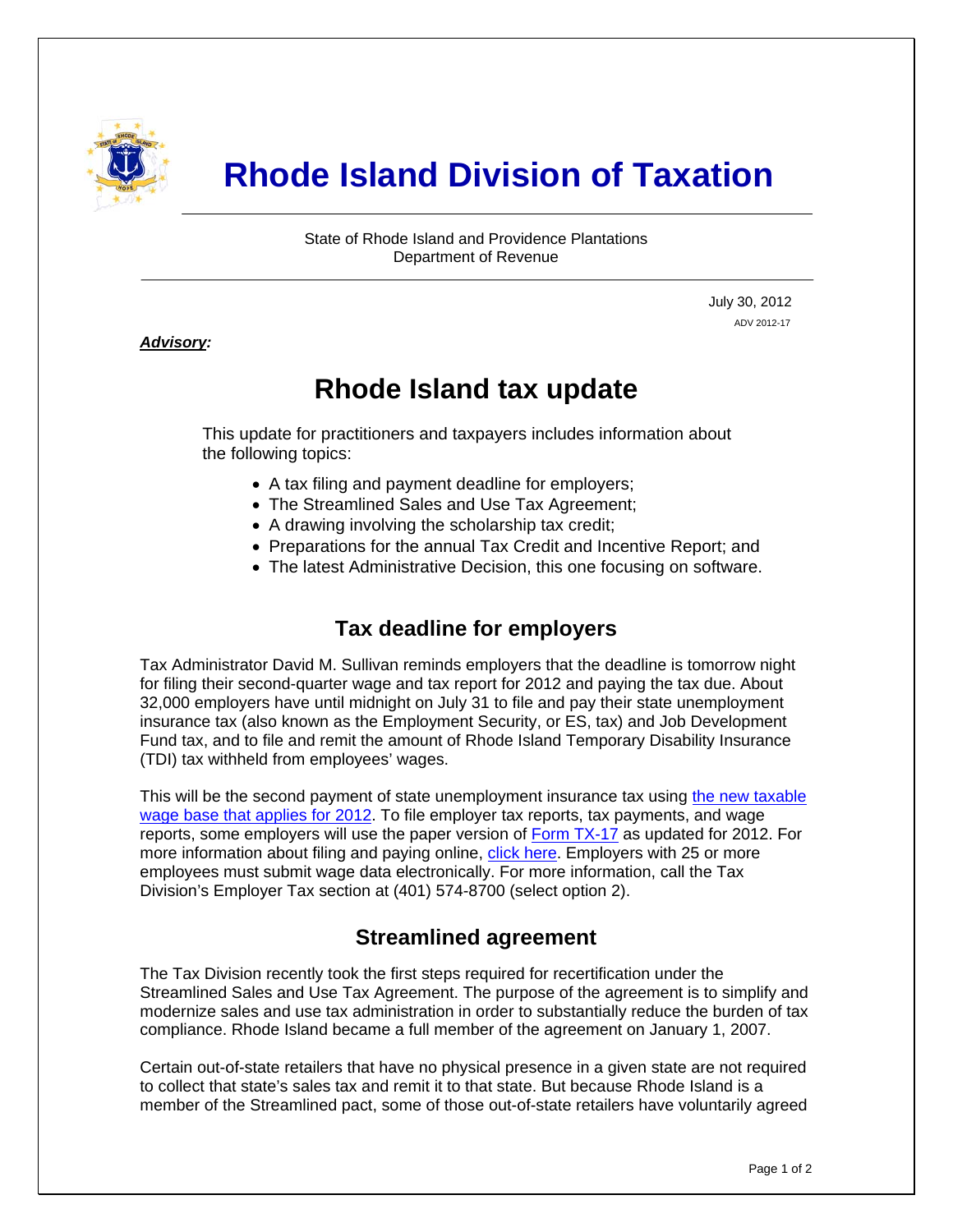# Rhode Island Division of Taxation

State of Rhode Island and Providence Plantations
Department of Revenue

July 30, 2012
ADV 2012-17

***Advisory:***

## Rhode Island tax update

This update for practitioners and taxpayers includes information about the following topics:

- A tax filing and payment deadline for employers;
- The Streamlined Sales and Use Tax Agreement;
- A drawing involving the scholarship tax credit;
- Preparations for the annual Tax Credit and Incentive Report; and
- The latest Administrative Decision, this one focusing on software.

### Tax deadline for employers

Tax Administrator David M. Sullivan reminds employers that the deadline is tomorrow night for filing their second-quarter wage and tax report for 2012 and paying the tax due. About 32,000 employers have until midnight on July 31 to file and pay their state unemployment insurance tax (also known as the Employment Security, or ES, tax) and Job Development Fund tax, and to file and remit the amount of Rhode Island Temporary Disability Insurance (TDI) tax withheld from employees' wages.

This will be the second payment of state unemployment insurance tax using the new taxable wage base that applies for 2012. To file employer tax reports, tax payments, and wage reports, some employers will use the paper version of Form TX-17 as updated for 2012. For more information about filing and paying online, click here. Employers with 25 or more employees must submit wage data electronically. For more information, call the Tax Division's Employer Tax section at (401) 574-8700 (select option 2).

### Streamlined agreement

The Tax Division recently took the first steps required for recertification under the Streamlined Sales and Use Tax Agreement. The purpose of the agreement is to simplify and modernize sales and use tax administration in order to substantially reduce the burden of tax compliance. Rhode Island became a full member of the agreement on January 1, 2007.

Certain out-of-state retailers that have no physical presence in a given state are not required to collect that state's sales tax and remit it to that state. But because Rhode Island is a member of the Streamlined pact, some of those out-of-state retailers have voluntarily agreed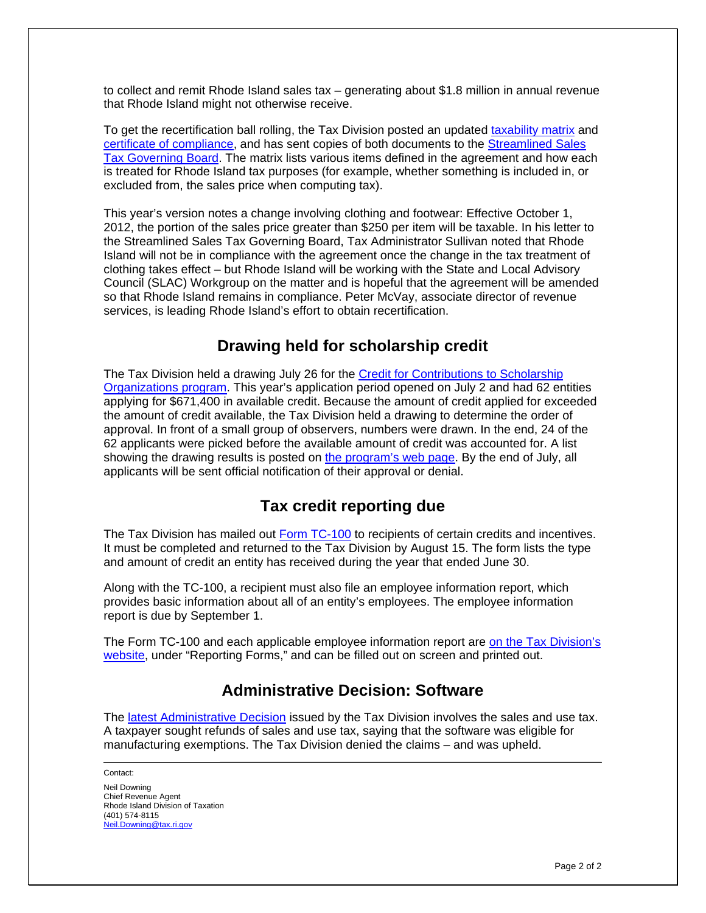to collect and remit Rhode Island sales tax – generating about $1.8 million in annual revenue that Rhode Island might not otherwise receive.

To get the recertification ball rolling, the Tax Division posted an updated taxability matrix and certificate of compliance, and has sent copies of both documents to the Streamlined Sales Tax Governing Board. The matrix lists various items defined in the agreement and how each is treated for Rhode Island tax purposes (for example, whether something is included in, or excluded from, the sales price when computing tax).

This year's version notes a change involving clothing and footwear: Effective October 1, 2012, the portion of the sales price greater than $250 per item will be taxable. In his letter to the Streamlined Sales Tax Governing Board, Tax Administrator Sullivan noted that Rhode Island will not be in compliance with the agreement once the change in the tax treatment of clothing takes effect – but Rhode Island will be working with the State and Local Advisory Council (SLAC) Workgroup on the matter and is hopeful that the agreement will be amended so that Rhode Island remains in compliance. Peter McVay, associate director of revenue services, is leading Rhode Island's effort to obtain recertification.

## Drawing held for scholarship credit

The Tax Division held a drawing July 26 for the Credit for Contributions to Scholarship Organizations program. This year's application period opened on July 2 and had 62 entities applying for $671,400 in available credit. Because the amount of credit applied for exceeded the amount of credit available, the Tax Division held a drawing to determine the order of approval. In front of a small group of observers, numbers were drawn. In the end, 24 of the 62 applicants were picked before the available amount of credit was accounted for. A list showing the drawing results is posted on the program's web page. By the end of July, all applicants will be sent official notification of their approval or denial.

## Tax credit reporting due

The Tax Division has mailed out Form TC-100 to recipients of certain credits and incentives. It must be completed and returned to the Tax Division by August 15. The form lists the type and amount of credit an entity has received during the year that ended June 30.

Along with the TC-100, a recipient must also file an employee information report, which provides basic information about all of an entity's employees. The employee information report is due by September 1.

The Form TC-100 and each applicable employee information report are on the Tax Division's website, under "Reporting Forms," and can be filled out on screen and printed out.

## Administrative Decision: Software

The latest Administrative Decision issued by the Tax Division involves the sales and use tax. A taxpayer sought refunds of sales and use tax, saying that the software was eligible for manufacturing exemptions. The Tax Division denied the claims – and was upheld.

---

Contact:

Neil Downing
Chief Revenue Agent
Rhode Island Division of Taxation
(401) 574-8115
Neil.Downing@tax.ri.gov